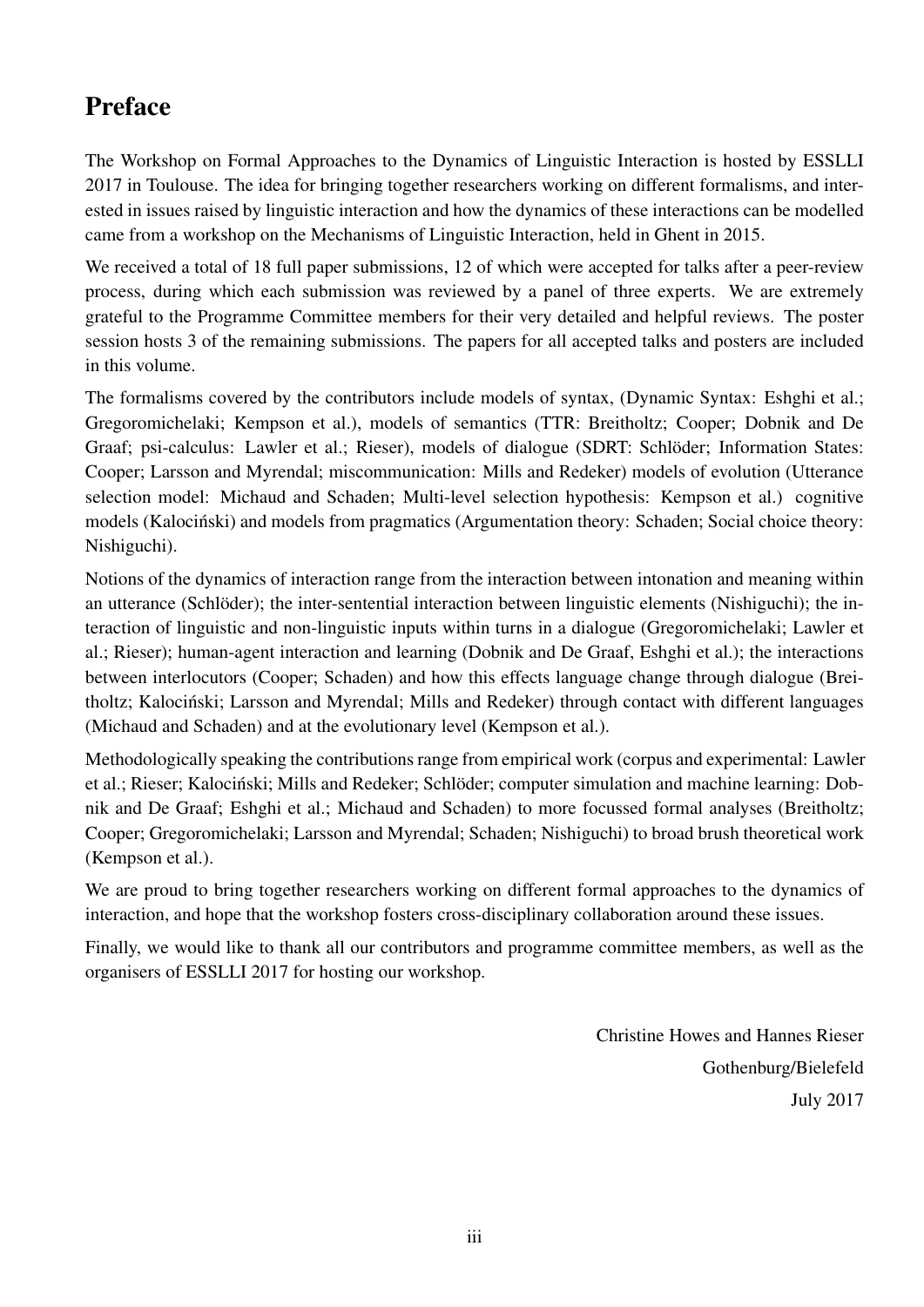# Preface

The Workshop on Formal Approaches to the Dynamics of Linguistic Interaction is hosted by ESSLLI 2017 in Toulouse. The idea for bringing together researchers working on different formalisms, and interested in issues raised by linguistic interaction and how the dynamics of these interactions can be modelled came from a workshop on the Mechanisms of Linguistic Interaction, held in Ghent in 2015.

We received a total of 18 full paper submissions, 12 of which were accepted for talks after a peer-review process, during which each submission was reviewed by a panel of three experts. We are extremely grateful to the Programme Committee members for their very detailed and helpful reviews. The poster session hosts 3 of the remaining submissions. The papers for all accepted talks and posters are included in this volume.

The formalisms covered by the contributors include models of syntax, (Dynamic Syntax: Eshghi et al.; Gregoromichelaki; Kempson et al.), models of semantics (TTR: Breitholtz; Cooper; Dobnik and De Graaf; psi-calculus: Lawler et al.; Rieser), models of dialogue (SDRT: Schlöder; Information States: Cooper; Larsson and Myrendal; miscommunication: Mills and Redeker) models of evolution (Utterance selection model: Michaud and Schaden; Multi-level selection hypothesis: Kempson et al.) cognitive models (Kalociński) and models from pragmatics (Argumentation theory: Schaden; Social choice theory: Nishiguchi).

Notions of the dynamics of interaction range from the interaction between intonation and meaning within an utterance (Schlöder); the inter-sentential interaction between linguistic elements (Nishiguchi); the interaction of linguistic and non-linguistic inputs within turns in a dialogue (Gregoromichelaki; Lawler et al.; Rieser); human-agent interaction and learning (Dobnik and De Graaf, Eshghi et al.); the interactions between interlocutors (Cooper; Schaden) and how this effects language change through dialogue (Breitholtz; Kalociński; Larsson and Myrendal; Mills and Redeker) through contact with different languages (Michaud and Schaden) and at the evolutionary level (Kempson et al.).

Methodologically speaking the contributions range from empirical work (corpus and experimental: Lawler et al.; Rieser; Kalociński; Mills and Redeker; Schlöder; computer simulation and machine learning: Dobnik and De Graaf; Eshghi et al.; Michaud and Schaden) to more focussed formal analyses (Breitholtz; Cooper; Gregoromichelaki; Larsson and Myrendal; Schaden; Nishiguchi) to broad brush theoretical work (Kempson et al.).

We are proud to bring together researchers working on different formal approaches to the dynamics of interaction, and hope that the workshop fosters cross-disciplinary collaboration around these issues.

Finally, we would like to thank all our contributors and programme committee members, as well as the organisers of ESSLLI 2017 for hosting our workshop.

Christine Howes and Hannes Rieser  
Gothenburg/Bielefeld  
July 2017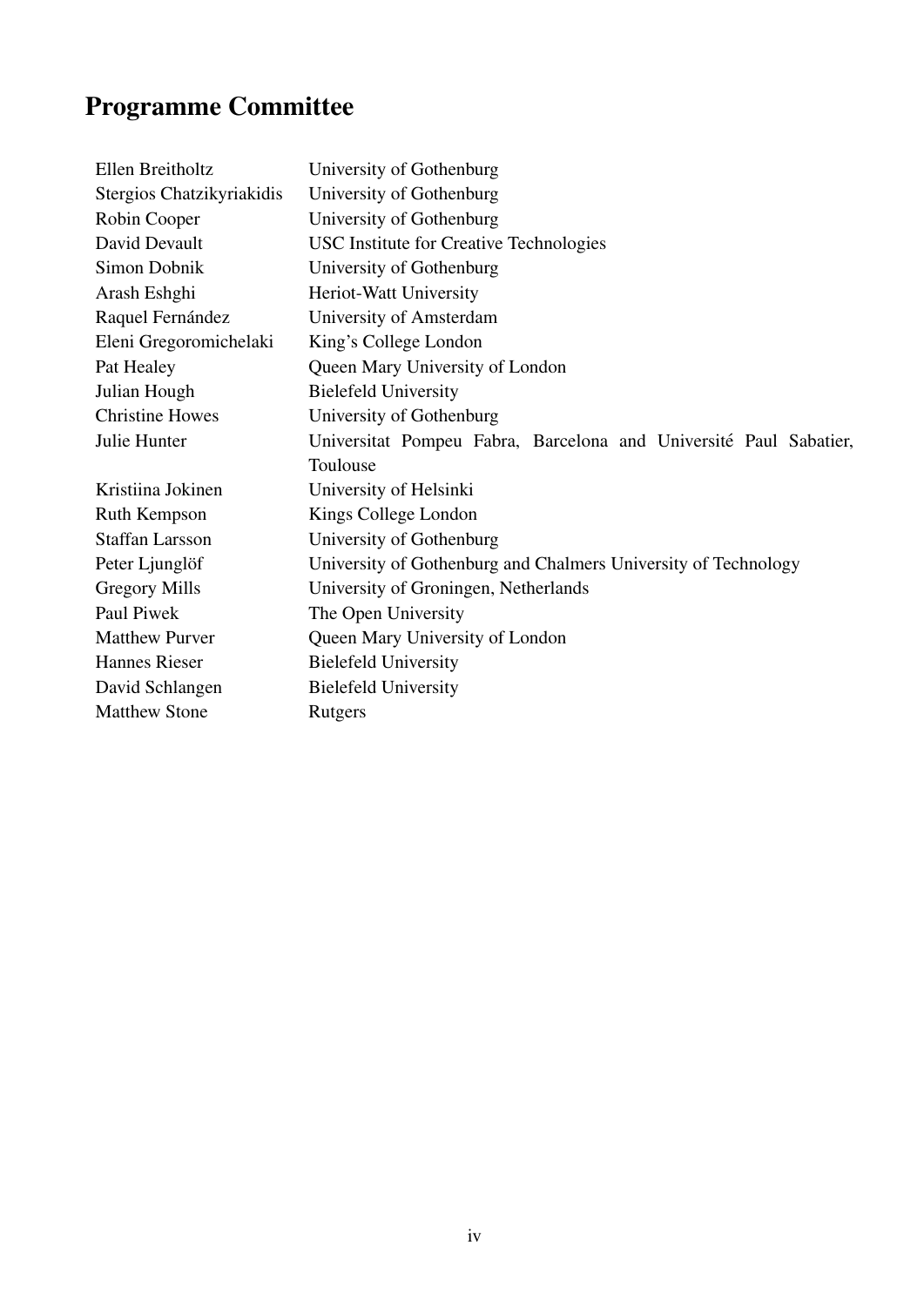# Programme Committee

| | |
|---|---|
| Ellen Breitholtz | University of Gothenburg |
| Stergios Chatzikyriakidis | University of Gothenburg |
| Robin Cooper | University of Gothenburg |
| David Devault | USC Institute for Creative Technologies |
| Simon Dobnik | University of Gothenburg |
| Arash Eshghi | Heriot-Watt University |
| Raquel Fernández | University of Amsterdam |
| Eleni Gregoromichelaki | King's College London |
| Pat Healey | Queen Mary University of London |
| Julian Hough | Bielefeld University |
| Christine Howes | University of Gothenburg |
| Julie Hunter | Universitat Pompeu Fabra, Barcelona and Université Paul Sabatier, Toulouse |
| Kristiina Jokinen | University of Helsinki |
| Ruth Kempson | Kings College London |
| Staffan Larsson | University of Gothenburg |
| Peter Ljunglöf | University of Gothenburg and Chalmers University of Technology |
| Gregory Mills | University of Groningen, Netherlands |
| Paul Piwek | The Open University |
| Matthew Purver | Queen Mary University of London |
| Hannes Rieser | Bielefeld University |
| David Schlangen | Bielefeld University |
| Matthew Stone | Rutgers |